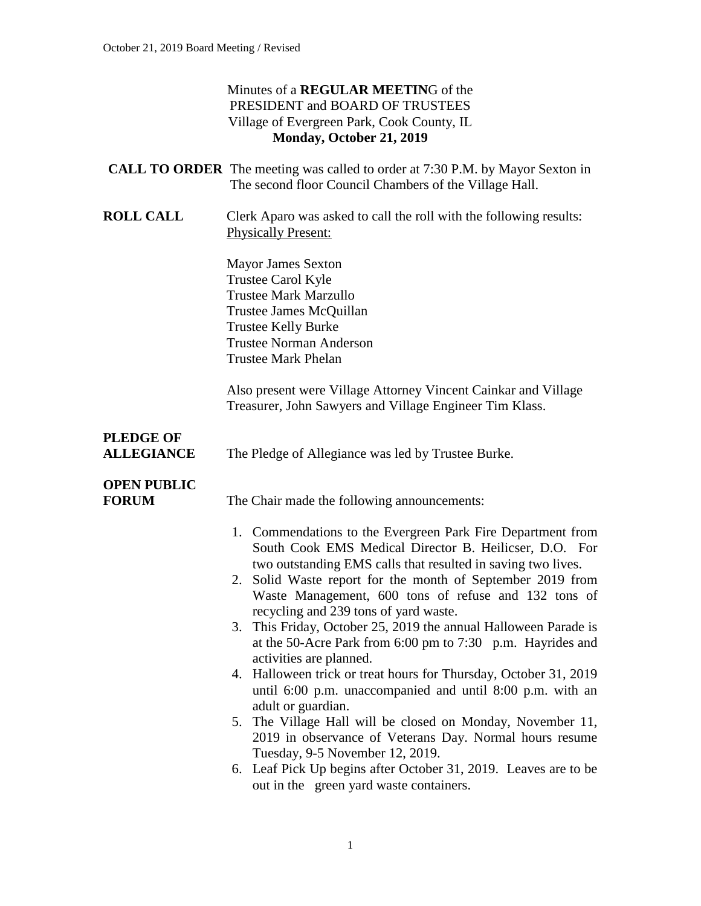Minutes of a **REGULAR MEETIN**G of the
PRESIDENT and BOARD OF TRUSTEES
Village of Evergreen Park, Cook County, IL
**Monday, October 21, 2019**

**CALL TO ORDER** The meeting was called to order at 7:30 P.M. by Mayor Sexton in The second floor Council Chambers of the Village Hall.

**ROLL CALL** Clerk Aparo was asked to call the roll with the following results:
Physically Present:

Mayor James Sexton
Trustee Carol Kyle
Trustee Mark Marzullo
Trustee James McQuillan
Trustee Kelly Burke
Trustee Norman Anderson
Trustee Mark Phelan

Also present were Village Attorney Vincent Cainkar and Village Treasurer, John Sawyers and Village Engineer Tim Klass.

**PLEDGE OF ALLEGIANCE** The Pledge of Allegiance was led by Trustee Burke.

**OPEN PUBLIC FORUM** The Chair made the following announcements:

1. Commendations to the Evergreen Park Fire Department from South Cook EMS Medical Director B. Heilicser, D.O. For two outstanding EMS calls that resulted in saving two lives.
2. Solid Waste report for the month of September 2019 from Waste Management, 600 tons of refuse and 132 tons of recycling and 239 tons of yard waste.
3. This Friday, October 25, 2019 the annual Halloween Parade is at the 50-Acre Park from 6:00 pm to 7:30 p.m. Hayrides and activities are planned.
4. Halloween trick or treat hours for Thursday, October 31, 2019 until 6:00 p.m. unaccompanied and until 8:00 p.m. with an adult or guardian.
5. The Village Hall will be closed on Monday, November 11, 2019 in observance of Veterans Day. Normal hours resume Tuesday, 9-5 November 12, 2019.
6. Leaf Pick Up begins after October 31, 2019. Leaves are to be out in the green yard waste containers.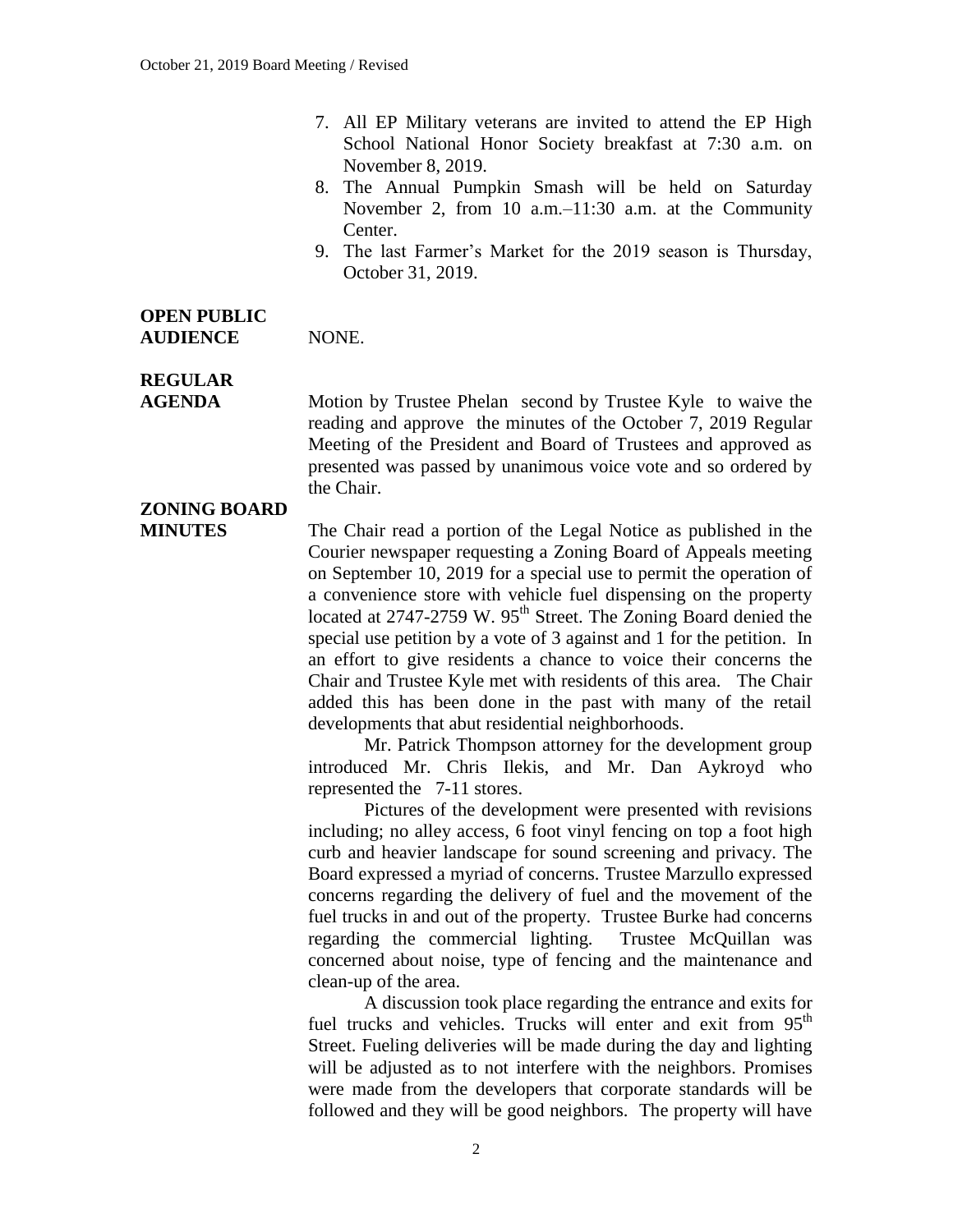7. All EP Military veterans are invited to attend the EP High School National Honor Society breakfast at 7:30 a.m. on November 8, 2019.
8. The Annual Pumpkin Smash will be held on Saturday November 2, from 10 a.m.–11:30 a.m. at the Community Center.
9. The last Farmer's Market for the 2019 season is Thursday, October 31, 2019.

**OPEN PUBLIC AUDIENCE**

NONE.

**REGULAR AGENDA**

Motion by Trustee Phelan second by Trustee Kyle to waive the reading and approve the minutes of the October 7, 2019 Regular Meeting of the President and Board of Trustees and approved as presented was passed by unanimous voice vote and so ordered by the Chair.

**ZONING BOARD MINUTES**

The Chair read a portion of the Legal Notice as published in the Courier newspaper requesting a Zoning Board of Appeals meeting on September 10, 2019 for a special use to permit the operation of a convenience store with vehicle fuel dispensing on the property located at 2747-2759 W. 95th Street. The Zoning Board denied the special use petition by a vote of 3 against and 1 for the petition. In an effort to give residents a chance to voice their concerns the Chair and Trustee Kyle met with residents of this area. The Chair added this has been done in the past with many of the retail developments that abut residential neighborhoods.

Mr. Patrick Thompson attorney for the development group introduced Mr. Chris Ilekis, and Mr. Dan Aykroyd who represented the 7-11 stores.

Pictures of the development were presented with revisions including; no alley access, 6 foot vinyl fencing on top a foot high curb and heavier landscape for sound screening and privacy. The Board expressed a myriad of concerns. Trustee Marzullo expressed concerns regarding the delivery of fuel and the movement of the fuel trucks in and out of the property. Trustee Burke had concerns regarding the commercial lighting. Trustee McQuillan was concerned about noise, type of fencing and the maintenance and clean-up of the area.

A discussion took place regarding the entrance and exits for fuel trucks and vehicles. Trucks will enter and exit from 95th Street. Fueling deliveries will be made during the day and lighting will be adjusted as to not interfere with the neighbors. Promises were made from the developers that corporate standards will be followed and they will be good neighbors. The property will have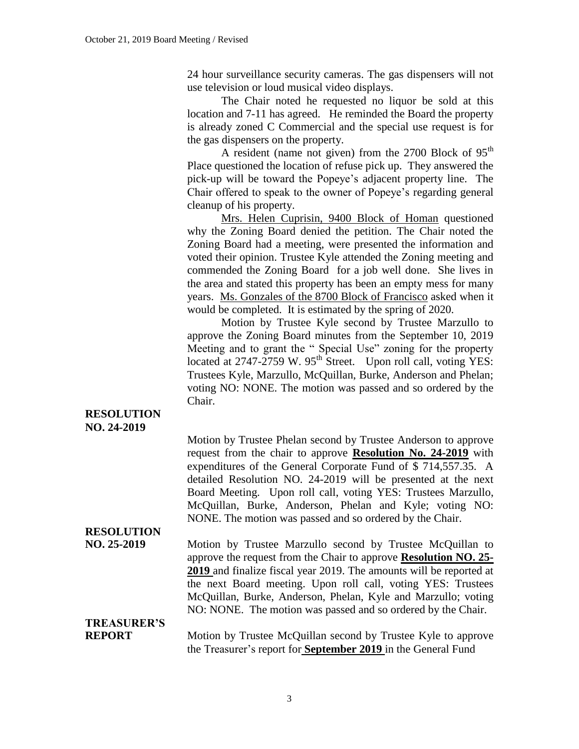24 hour surveillance security cameras. The gas dispensers will not use television or loud musical video displays.

The Chair noted he requested no liquor be sold at this location and 7-11 has agreed. He reminded the Board the property is already zoned C Commercial and the special use request is for the gas dispensers on the property.

A resident (name not given) from the 2700 Block of 95th Place questioned the location of refuse pick up. They answered the pick-up will be toward the Popeye's adjacent property line. The Chair offered to speak to the owner of Popeye's regarding general cleanup of his property.

Mrs. Helen Cuprisin, 9400 Block of Homan questioned why the Zoning Board denied the petition. The Chair noted the Zoning Board had a meeting, were presented the information and voted their opinion. Trustee Kyle attended the Zoning meeting and commended the Zoning Board for a job well done. She lives in the area and stated this property has been an empty mess for many years. Ms. Gonzales of the 8700 Block of Francisco asked when it would be completed. It is estimated by the spring of 2020.

Motion by Trustee Kyle second by Trustee Marzullo to approve the Zoning Board minutes from the September 10, 2019 Meeting and to grant the " Special Use" zoning for the property located at 2747-2759 W. 95th Street. Upon roll call, voting YES: Trustees Kyle, Marzullo, McQuillan, Burke, Anderson and Phelan; voting NO: NONE. The motion was passed and so ordered by the Chair.

**RESOLUTION NO. 24-2019**

Motion by Trustee Phelan second by Trustee Anderson to approve request from the chair to approve **Resolution No. 24-2019** with expenditures of the General Corporate Fund of $ 714,557.35. A detailed Resolution NO. 24-2019 will be presented at the next Board Meeting. Upon roll call, voting YES: Trustees Marzullo, McQuillan, Burke, Anderson, Phelan and Kyle; voting NO: NONE. The motion was passed and so ordered by the Chair.

**RESOLUTION NO. 25-2019**

Motion by Trustee Marzullo second by Trustee McQuillan to approve the request from the Chair to approve **Resolution NO. 25-2019** and finalize fiscal year 2019. The amounts will be reported at the next Board meeting. Upon roll call, voting YES: Trustees McQuillan, Burke, Anderson, Phelan, Kyle and Marzullo; voting NO: NONE. The motion was passed and so ordered by the Chair.

**TREASURER'S REPORT**

Motion by Trustee McQuillan second by Trustee Kyle to approve the Treasurer's report for **September 2019** in the General Fund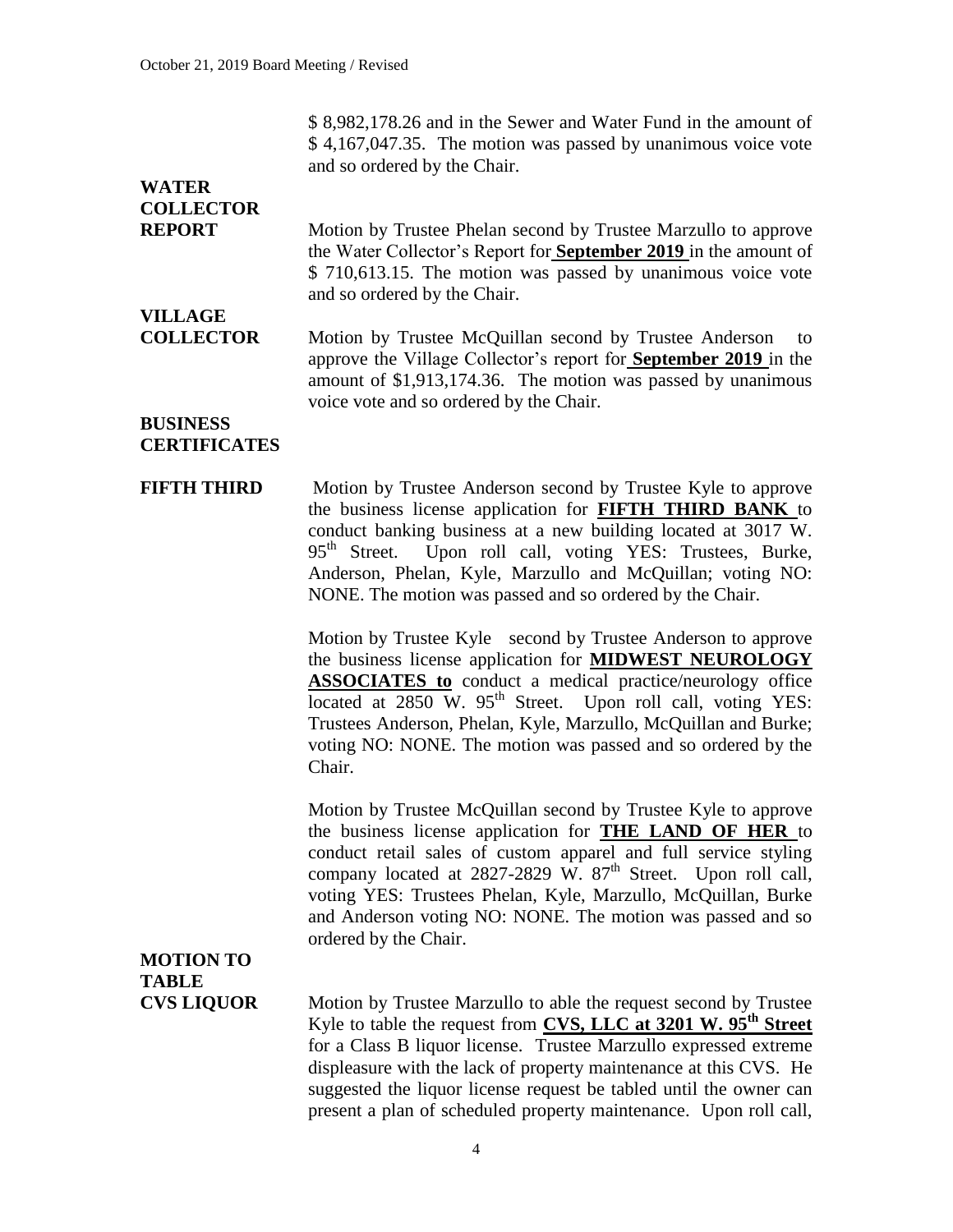$ 8,982,178.26 and in the Sewer and Water Fund in the amount of $ 4,167,047.35. The motion was passed by unanimous voice vote and so ordered by the Chair.

**WATER COLLECTOR REPORT**

Motion by Trustee Phelan second by Trustee Marzullo to approve the Water Collector's Report for **September 2019** in the amount of $ 710,613.15. The motion was passed by unanimous voice vote and so ordered by the Chair.

**VILLAGE COLLECTOR**

Motion by Trustee McQuillan second by Trustee Anderson to approve the Village Collector's report for **September 2019** in the amount of $1,913,174.36. The motion was passed by unanimous voice vote and so ordered by the Chair.

**BUSINESS CERTIFICATES**

**FIFTH THIRD**

Motion by Trustee Anderson second by Trustee Kyle to approve the business license application for **FIFTH THIRD BANK** to conduct banking business at a new building located at 3017 W. 95th Street. Upon roll call, voting YES: Trustees, Burke, Anderson, Phelan, Kyle, Marzullo and McQuillan; voting NO: NONE. The motion was passed and so ordered by the Chair.

Motion by Trustee Kyle second by Trustee Anderson to approve the business license application for **MIDWEST NEUROLOGY ASSOCIATES to** conduct a medical practice/neurology office located at 2850 W. 95th Street. Upon roll call, voting YES: Trustees Anderson, Phelan, Kyle, Marzullo, McQuillan and Burke; voting NO: NONE. The motion was passed and so ordered by the Chair.

Motion by Trustee McQuillan second by Trustee Kyle to approve the business license application for **THE LAND OF HER** to conduct retail sales of custom apparel and full service styling company located at 2827-2829 W. 87th Street. Upon roll call, voting YES: Trustees Phelan, Kyle, Marzullo, McQuillan, Burke and Anderson voting NO: NONE. The motion was passed and so ordered by the Chair.

**MOTION TO TABLE CVS LIQUOR**

Motion by Trustee Marzullo to able the request second by Trustee Kyle to table the request from **CVS, LLC at 3201 W. 95th Street** for a Class B liquor license. Trustee Marzullo expressed extreme displeasure with the lack of property maintenance at this CVS. He suggested the liquor license request be tabled until the owner can present a plan of scheduled property maintenance. Upon roll call,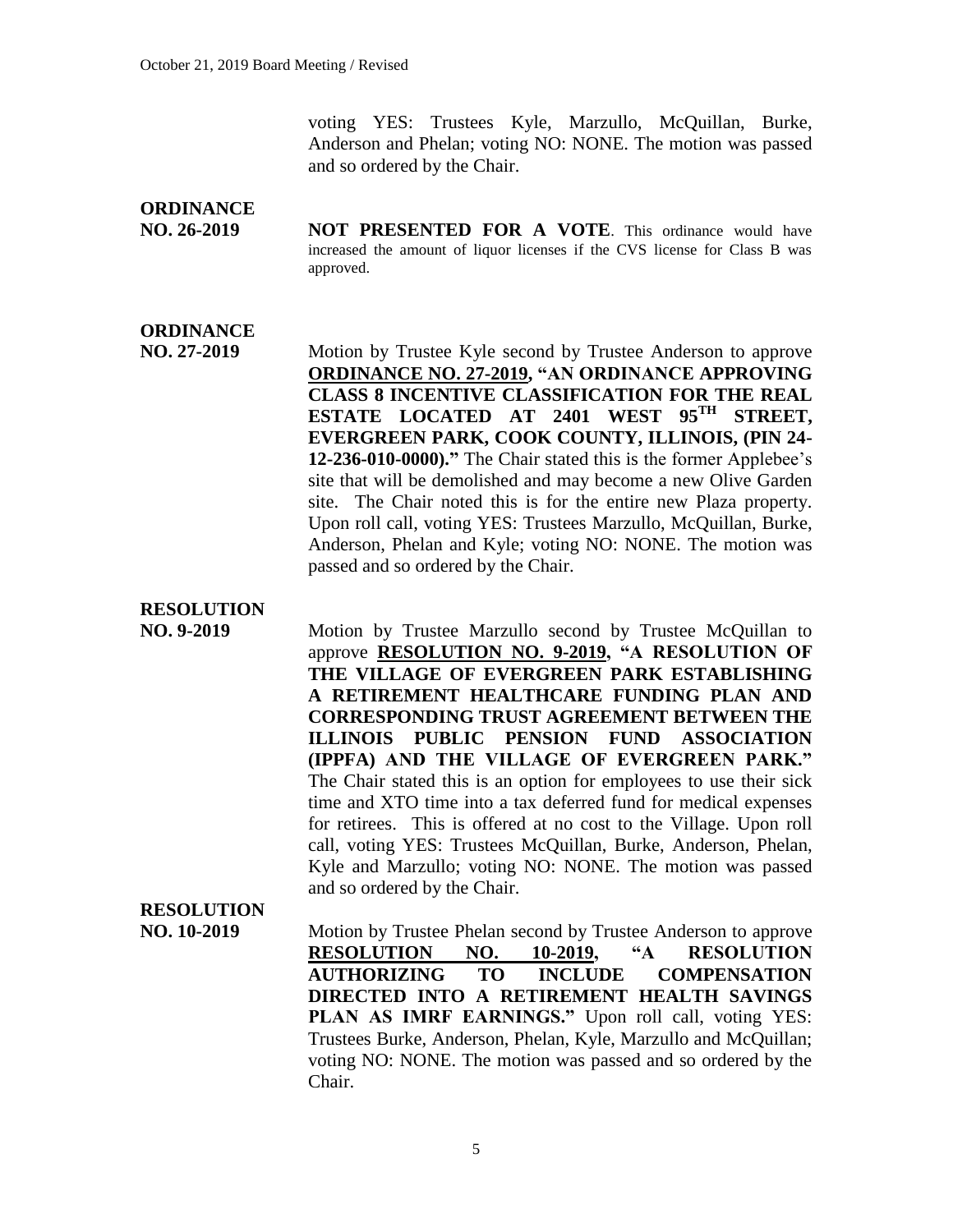voting YES: Trustees Kyle, Marzullo, McQuillan, Burke, Anderson and Phelan; voting NO: NONE. The motion was passed and so ordered by the Chair.

**ORDINANCE NO. 26-2019**

**NOT PRESENTED FOR A VOTE**. This ordinance would have increased the amount of liquor licenses if the CVS license for Class B was approved.

**ORDINANCE NO. 27-2019**

Motion by Trustee Kyle second by Trustee Anderson to approve **ORDINANCE NO. 27-2019, "AN ORDINANCE APPROVING CLASS 8 INCENTIVE CLASSIFICATION FOR THE REAL ESTATE LOCATED AT 2401 WEST 95TH STREET, EVERGREEN PARK, COOK COUNTY, ILLINOIS, (PIN 24-12-236-010-0000)."** The Chair stated this is the former Applebee's site that will be demolished and may become a new Olive Garden site. The Chair noted this is for the entire new Plaza property. Upon roll call, voting YES: Trustees Marzullo, McQuillan, Burke, Anderson, Phelan and Kyle; voting NO: NONE. The motion was passed and so ordered by the Chair.

**RESOLUTION NO. 9-2019**

Motion by Trustee Marzullo second by Trustee McQuillan to approve **RESOLUTION NO. 9-2019, "A RESOLUTION OF THE VILLAGE OF EVERGREEN PARK ESTABLISHING A RETIREMENT HEALTHCARE FUNDING PLAN AND CORRESPONDING TRUST AGREEMENT BETWEEN THE ILLINOIS PUBLIC PENSION FUND ASSOCIATION (IPPFA) AND THE VILLAGE OF EVERGREEN PARK."** The Chair stated this is an option for employees to use their sick time and XTO time into a tax deferred fund for medical expenses for retirees. This is offered at no cost to the Village. Upon roll call, voting YES: Trustees McQuillan, Burke, Anderson, Phelan, Kyle and Marzullo; voting NO: NONE. The motion was passed and so ordered by the Chair.

**RESOLUTION NO. 10-2019**

Motion by Trustee Phelan second by Trustee Anderson to approve **RESOLUTION NO. 10-2019, "A RESOLUTION AUTHORIZING TO INCLUDE COMPENSATION DIRECTED INTO A RETIREMENT HEALTH SAVINGS PLAN AS IMRF EARNINGS."** Upon roll call, voting YES: Trustees Burke, Anderson, Phelan, Kyle, Marzullo and McQuillan; voting NO: NONE. The motion was passed and so ordered by the Chair.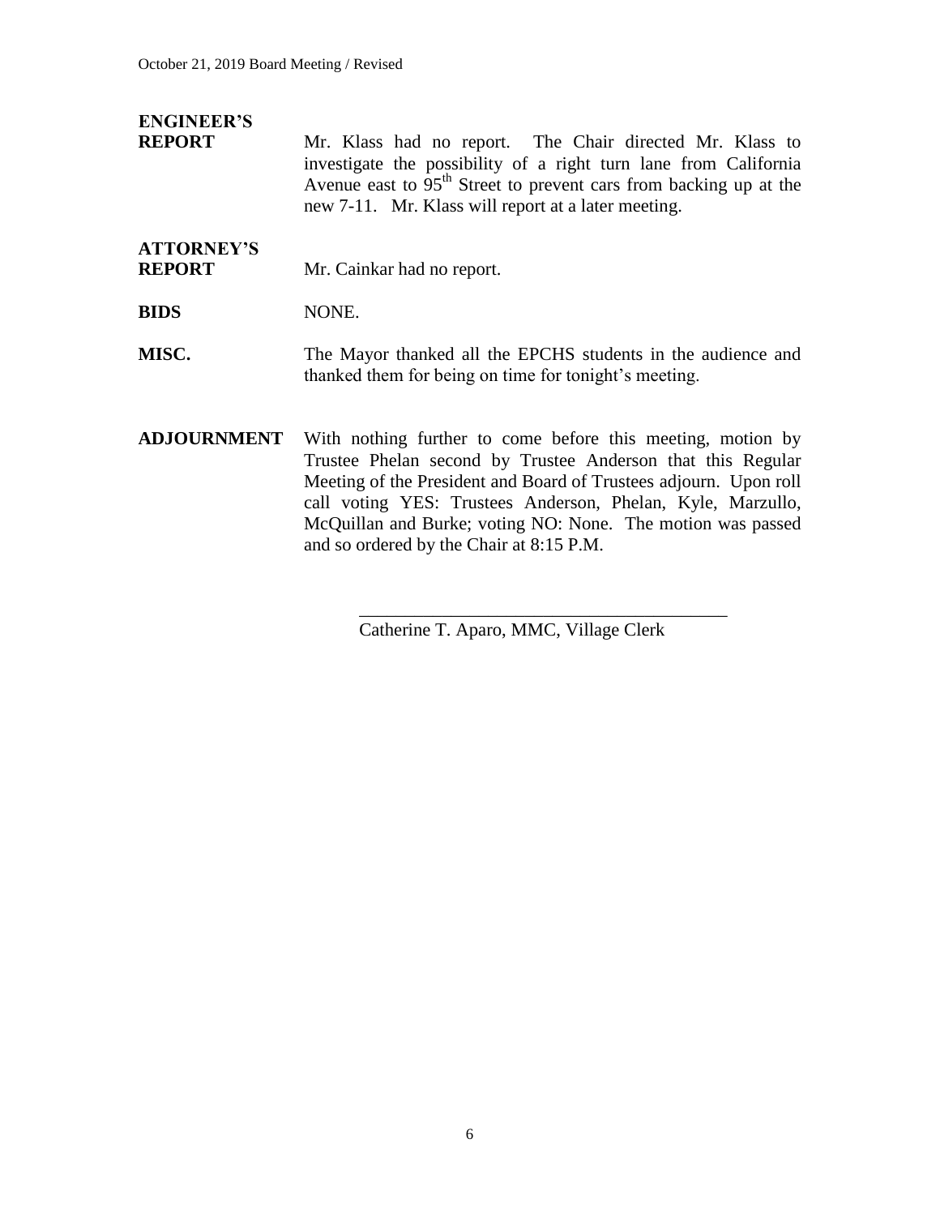**ENGINEER'S REPORT** Mr. Klass had no report. The Chair directed Mr. Klass to investigate the possibility of a right turn lane from California Avenue east to 95th Street to prevent cars from backing up at the new 7-11. Mr. Klass will report at a later meeting.

**ATTORNEY'S REPORT** Mr. Cainkar had no report.

**BIDS** NONE.

**MISC.** The Mayor thanked all the EPCHS students in the audience and thanked them for being on time for tonight's meeting.

**ADJOURNMENT** With nothing further to come before this meeting, motion by Trustee Phelan second by Trustee Anderson that this Regular Meeting of the President and Board of Trustees adjourn. Upon roll call voting YES: Trustees Anderson, Phelan, Kyle, Marzullo, McQuillan and Burke; voting NO: None. The motion was passed and so ordered by the Chair at 8:15 P.M.

\_\_\_\_\_\_\_\_\_\_\_\_\_\_\_\_\_\_\_\_\_\_\_\_\_\_\_\_\_\_\_\_\_\_\_\_\_\_\_\_

Catherine T. Aparo, MMC, Village Clerk